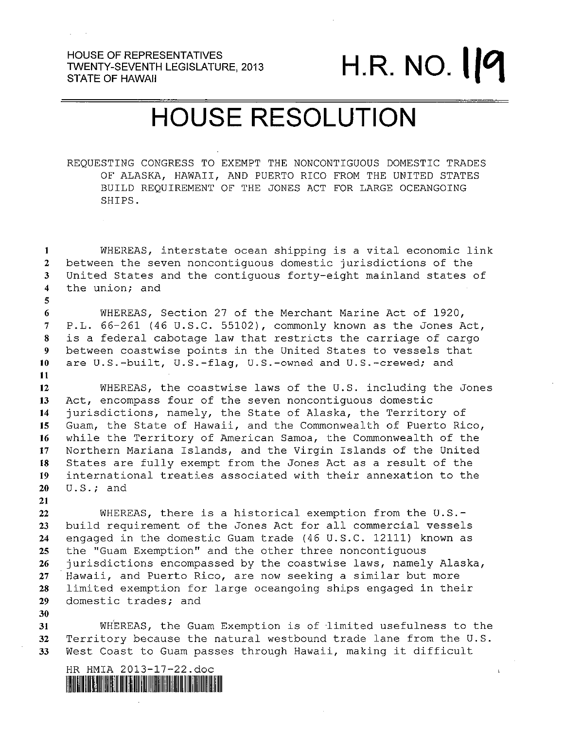HOUSE OF REPRESENTATIVES
TWENTY-SEVENTH LEGISLATURE, 2013
STATE OF HAWAII

# H.R. NO. 119

# HOUSE RESOLUTION

REQUESTING CONGRESS TO EXEMPT THE NONCONTIGUOUS DOMESTIC TRADES OF ALASKA, HAWAII, AND PUERTO RICO FROM THE UNITED STATES BUILD REQUIREMENT OF THE JONES ACT FOR LARGE OCEANGOING SHIPS.

WHEREAS, interstate ocean shipping is a vital economic link between the seven noncontiguous domestic jurisdictions of the United States and the contiguous forty-eight mainland states of the union; and

WHEREAS, Section 27 of the Merchant Marine Act of 1920, P.L. 66-261 (46 U.S.C. 55102), commonly known as the Jones Act, is a federal cabotage law that restricts the carriage of cargo between coastwise points in the United States to vessels that are U.S.-built, U.S.-flag, U.S.-owned and U.S.-crewed; and

WHEREAS, the coastwise laws of the U.S. including the Jones Act, encompass four of the seven noncontiguous domestic jurisdictions, namely, the State of Alaska, the Territory of Guam, the State of Hawaii, and the Commonwealth of Puerto Rico, while the Territory of American Samoa, the Commonwealth of the Northern Mariana Islands, and the Virgin Islands of the United States are fully exempt from the Jones Act as a result of the international treaties associated with their annexation to the U.S.; and

WHEREAS, there is a historical exemption from the U.S.-build requirement of the Jones Act for all commercial vessels engaged in the domestic Guam trade (46 U.S.C. 12111) known as the "Guam Exemption" and the other three noncontiguous jurisdictions encompassed by the coastwise laws, namely Alaska, Hawaii, and Puerto Rico, are now seeking a similar but more limited exemption for large oceangoing ships engaged in their domestic trades; and

WHEREAS, the Guam Exemption is of limited usefulness to the Territory because the natural westbound trade lane from the U.S. West Coast to Guam passes through Hawaii, making it difficult

HR HMIA 2013-17-22.doc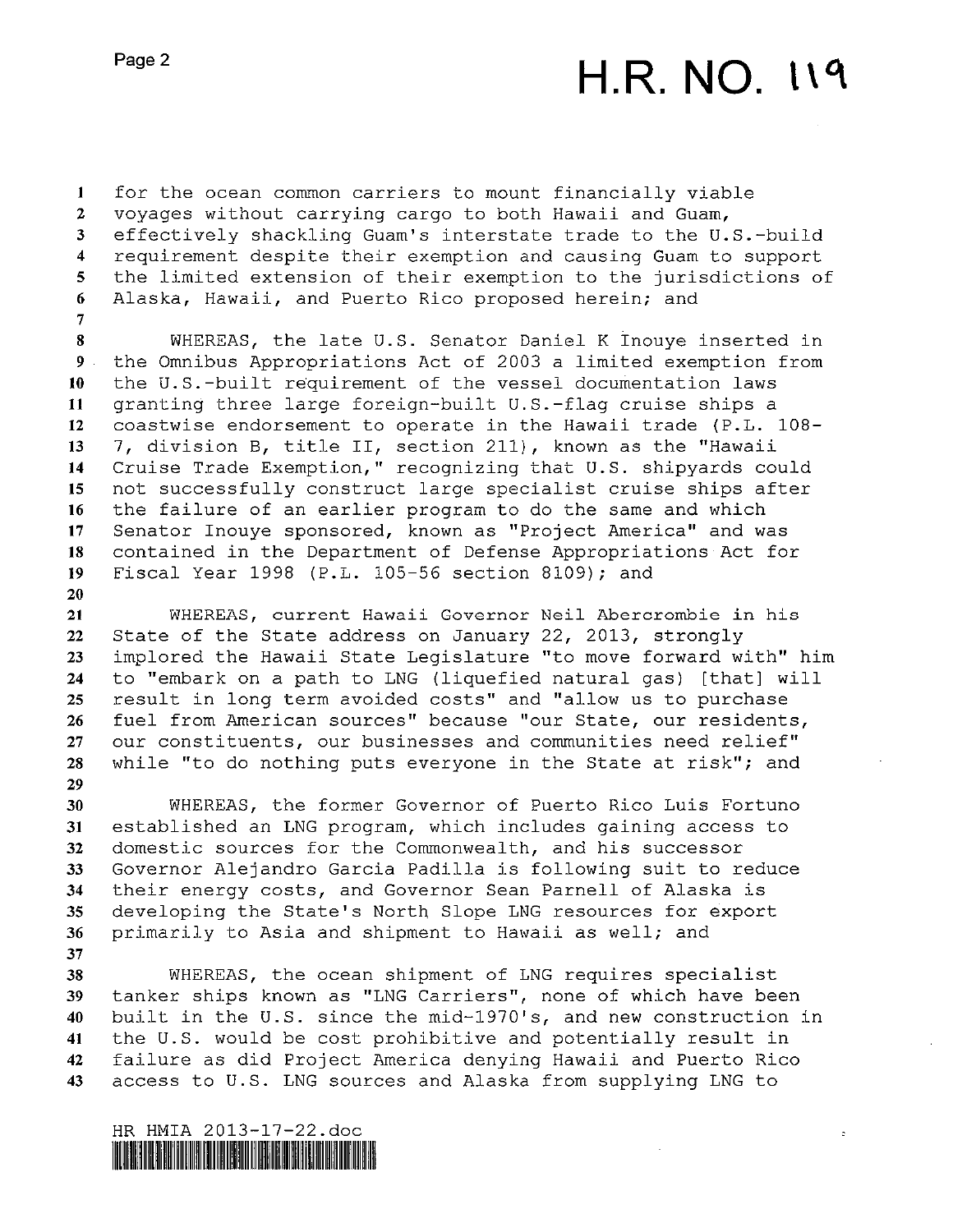for the ocean common carriers to mount financially viable voyages without carrying cargo to both Hawaii and Guam, effectively shackling Guam's interstate trade to the U.S.-build requirement despite their exemption and causing Guam to support the limited extension of their exemption to the jurisdictions of Alaska, Hawaii, and Puerto Rico proposed herein; and

WHEREAS, the late U.S. Senator Daniel K Inouye inserted in the Omnibus Appropriations Act of 2003 a limited exemption from the U.S.-built requirement of the vessel documentation laws granting three large foreign-built U.S.-flag cruise ships a coastwise endorsement to operate in the Hawaii trade (P.L. 108-7, division B, title II, section 211), known as the "Hawaii Cruise Trade Exemption," recognizing that U.S. shipyards could not successfully construct large specialist cruise ships after the failure of an earlier program to do the same and which Senator Inouye sponsored, known as "Project America" and was contained in the Department of Defense Appropriations Act for Fiscal Year 1998 (P.L. 105-56 section 8109); and

WHEREAS, current Hawaii Governor Neil Abercrombie in his State of the State address on January 22, 2013, strongly implored the Hawaii State Legislature "to move forward with" him to "embark on a path to LNG (liquefied natural gas) [that] will result in long term avoided costs" and "allow us to purchase fuel from American sources" because "our State, our residents, our constituents, our businesses and communities need relief" while "to do nothing puts everyone in the State at risk"; and

WHEREAS, the former Governor of Puerto Rico Luis Fortuno established an LNG program, which includes gaining access to domestic sources for the Commonwealth, and his successor Governor Alejandro Garcia Padilla is following suit to reduce their energy costs, and Governor Sean Parnell of Alaska is developing the State's North Slope LNG resources for export primarily to Asia and shipment to Hawaii as well; and

WHEREAS, the ocean shipment of LNG requires specialist tanker ships known as "LNG Carriers", none of which have been built in the U.S. since the mid-1970's, and new construction in the U.S. would be cost prohibitive and potentially result in failure as did Project America denying Hawaii and Puerto Rico access to U.S. LNG sources and Alaska from supplying LNG to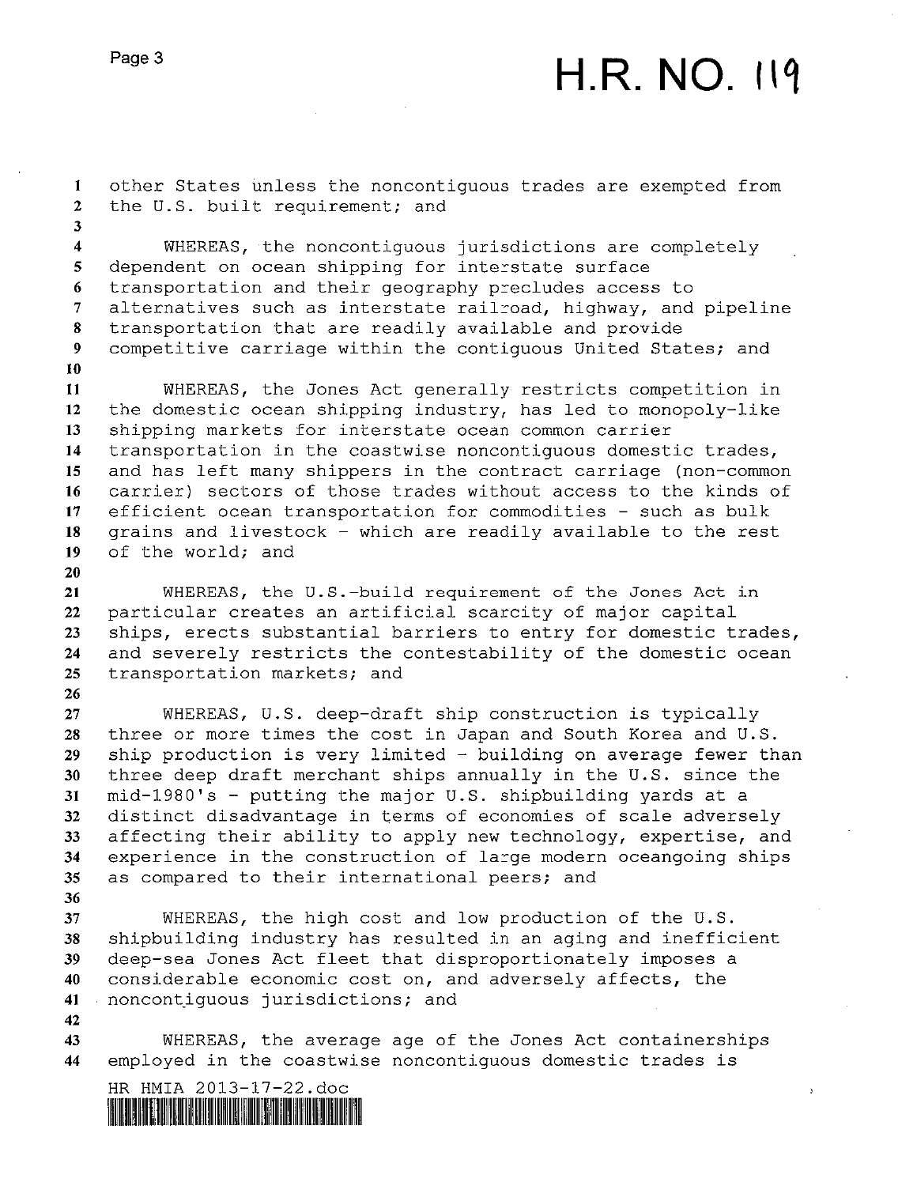other States unless the noncontiguous trades are exempted from the U.S. built requirement; and

WHEREAS, the noncontiguous jurisdictions are completely dependent on ocean shipping for interstate surface transportation and their geography precludes access to alternatives such as interstate railroad, highway, and pipeline transportation that are readily available and provide competitive carriage within the contiguous United States; and

WHEREAS, the Jones Act generally restricts competition in the domestic ocean shipping industry, has led to monopoly-like shipping markets for interstate ocean common carrier transportation in the coastwise noncontiguous domestic trades, and has left many shippers in the contract carriage (non-common carrier) sectors of those trades without access to the kinds of efficient ocean transportation for commodities - such as bulk grains and livestock - which are readily available to the rest of the world; and

WHEREAS, the U.S.-build requirement of the Jones Act in particular creates an artificial scarcity of major capital ships, erects substantial barriers to entry for domestic trades, and severely restricts the contestability of the domestic ocean transportation markets; and

WHEREAS, U.S. deep-draft ship construction is typically three or more times the cost in Japan and South Korea and U.S. ship production is very limited - building on average fewer than three deep draft merchant ships annually in the U.S. since the mid-1980's - putting the major U.S. shipbuilding yards at a distinct disadvantage in terms of economies of scale adversely affecting their ability to apply new technology, expertise, and experience in the construction of large modern oceangoing ships as compared to their international peers; and

WHEREAS, the high cost and low production of the U.S. shipbuilding industry has resulted in an aging and inefficient deep-sea Jones Act fleet that disproportionately imposes a considerable economic cost on, and adversely affects, the noncontiguous jurisdictions; and

WHEREAS, the average age of the Jones Act containerships employed in the coastwise noncontiguous domestic trades is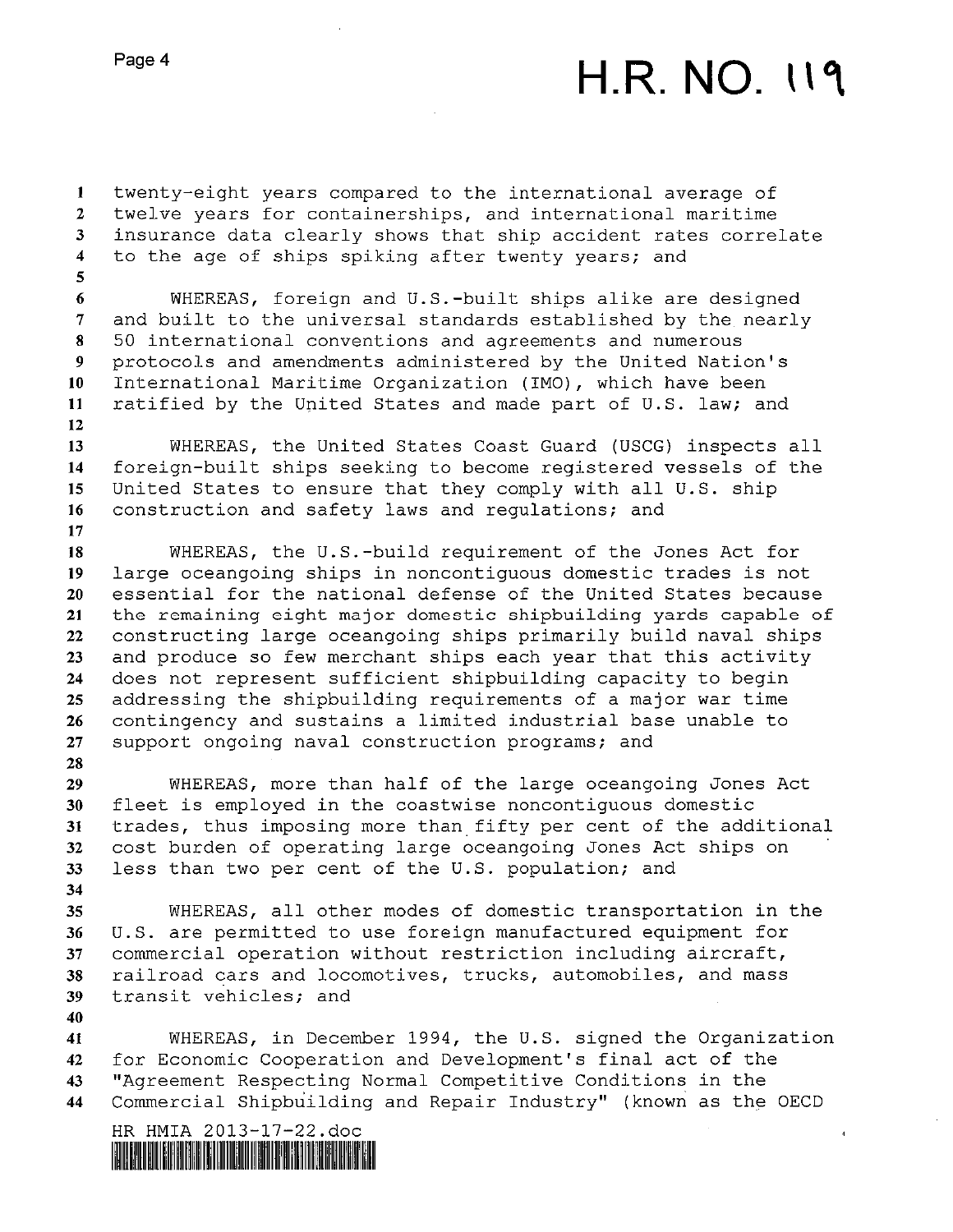twenty-eight years compared to the international average of twelve years for containerships, and international maritime insurance data clearly shows that ship accident rates correlate to the age of ships spiking after twenty years; and

WHEREAS, foreign and U.S.-built ships alike are designed and built to the universal standards established by the nearly 50 international conventions and agreements and numerous protocols and amendments administered by the United Nation's International Maritime Organization (IMO), which have been ratified by the United States and made part of U.S. law; and

WHEREAS, the United States Coast Guard (USCG) inspects all foreign-built ships seeking to become registered vessels of the United States to ensure that they comply with all U.S. ship construction and safety laws and regulations; and

WHEREAS, the U.S.-build requirement of the Jones Act for large oceangoing ships in noncontiguous domestic trades is not essential for the national defense of the United States because the remaining eight major domestic shipbuilding yards capable of constructing large oceangoing ships primarily build naval ships and produce so few merchant ships each year that this activity does not represent sufficient shipbuilding capacity to begin addressing the shipbuilding requirements of a major war time contingency and sustains a limited industrial base unable to support ongoing naval construction programs; and

WHEREAS, more than half of the large oceangoing Jones Act fleet is employed in the coastwise noncontiguous domestic trades, thus imposing more than fifty per cent of the additional cost burden of operating large oceangoing Jones Act ships on less than two per cent of the U.S. population; and

WHEREAS, all other modes of domestic transportation in the U.S. are permitted to use foreign manufactured equipment for commercial operation without restriction including aircraft, railroad cars and locomotives, trucks, automobiles, and mass transit vehicles; and

WHEREAS, in December 1994, the U.S. signed the Organization for Economic Cooperation and Development's final act of the "Agreement Respecting Normal Competitive Conditions in the Commercial Shipbuilding and Repair Industry" (known as the OECD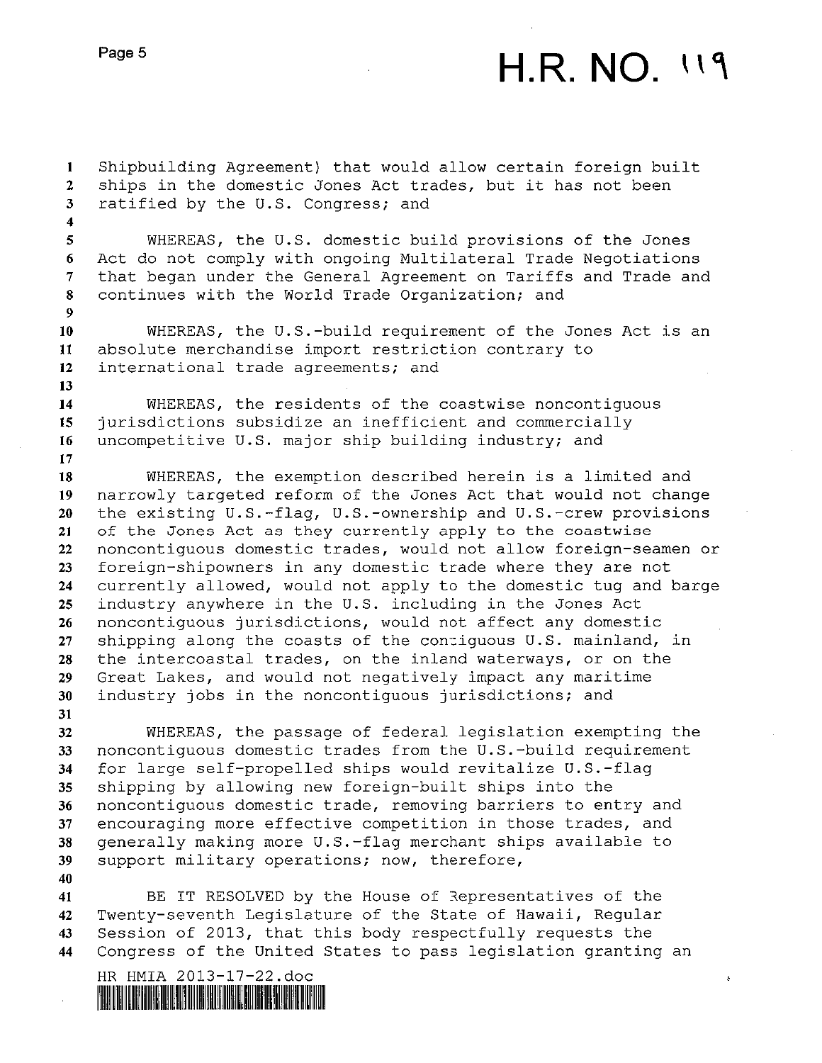Shipbuilding Agreement) that would allow certain foreign built ships in the domestic Jones Act trades, but it has not been ratified by the U.S. Congress; and

WHEREAS, the U.S. domestic build provisions of the Jones Act do not comply with ongoing Multilateral Trade Negotiations that began under the General Agreement on Tariffs and Trade and continues with the World Trade Organization; and

WHEREAS, the U.S.-build requirement of the Jones Act is an absolute merchandise import restriction contrary to international trade agreements; and

WHEREAS, the residents of the coastwise noncontiguous jurisdictions subsidize an inefficient and commercially uncompetitive U.S. major ship building industry; and

WHEREAS, the exemption described herein is a limited and narrowly targeted reform of the Jones Act that would not change the existing U.S.-flag, U.S.-ownership and U.S.-crew provisions of the Jones Act as they currently apply to the coastwise noncontiguous domestic trades, would not allow foreign-seamen or foreign-shipowners in any domestic trade where they are not currently allowed, would not apply to the domestic tug and barge industry anywhere in the U.S. including in the Jones Act noncontiguous jurisdictions, would not affect any domestic shipping along the coasts of the contiguous U.S. mainland, in the intercoastal trades, on the inland waterways, or on the Great Lakes, and would not negatively impact any maritime industry jobs in the noncontiguous jurisdictions; and

WHEREAS, the passage of federal legislation exempting the noncontiguous domestic trades from the U.S.-build requirement for large self-propelled ships would revitalize U.S.-flag shipping by allowing new foreign-built ships into the noncontiguous domestic trade, removing barriers to entry and encouraging more effective competition in those trades, and generally making more U.S.-flag merchant ships available to support military operations; now, therefore,

BE IT RESOLVED by the House of Representatives of the Twenty-seventh Legislature of the State of Hawaii, Regular Session of 2013, that this body respectfully requests the Congress of the United States to pass legislation granting an

HR HMIA 2013-17-22.doc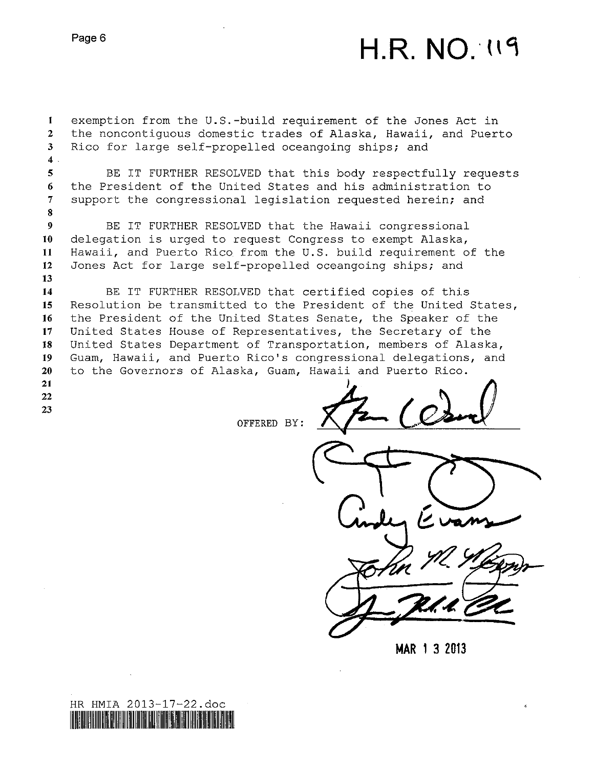# H.R. NO. 119

exemption from the U.S.-build requirement of the Jones Act in the noncontiguous domestic trades of Alaska, Hawaii, and Puerto Rico for large self-propelled oceangoing ships; and

BE IT FURTHER RESOLVED that this body respectfully requests the President of the United States and his administration to support the congressional legislation requested herein; and

BE IT FURTHER RESOLVED that the Hawaii congressional delegation is urged to request Congress to exempt Alaska, Hawaii, and Puerto Rico from the U.S. build requirement of the Jones Act for large self-propelled oceangoing ships; and

BE IT FURTHER RESOLVED that certified copies of this Resolution be transmitted to the President of the United States, the President of the United States Senate, the Speaker of the United States House of Representatives, the Secretary of the United States Department of Transportation, members of Alaska, Guam, Hawaii, and Puerto Rico's congressional delegations, and to the Governors of Alaska, Guam, Hawaii and Puerto Rico.

OFFERED BY: _______________

MAR 13 2013

HR HMIA 2013-17-22.doc